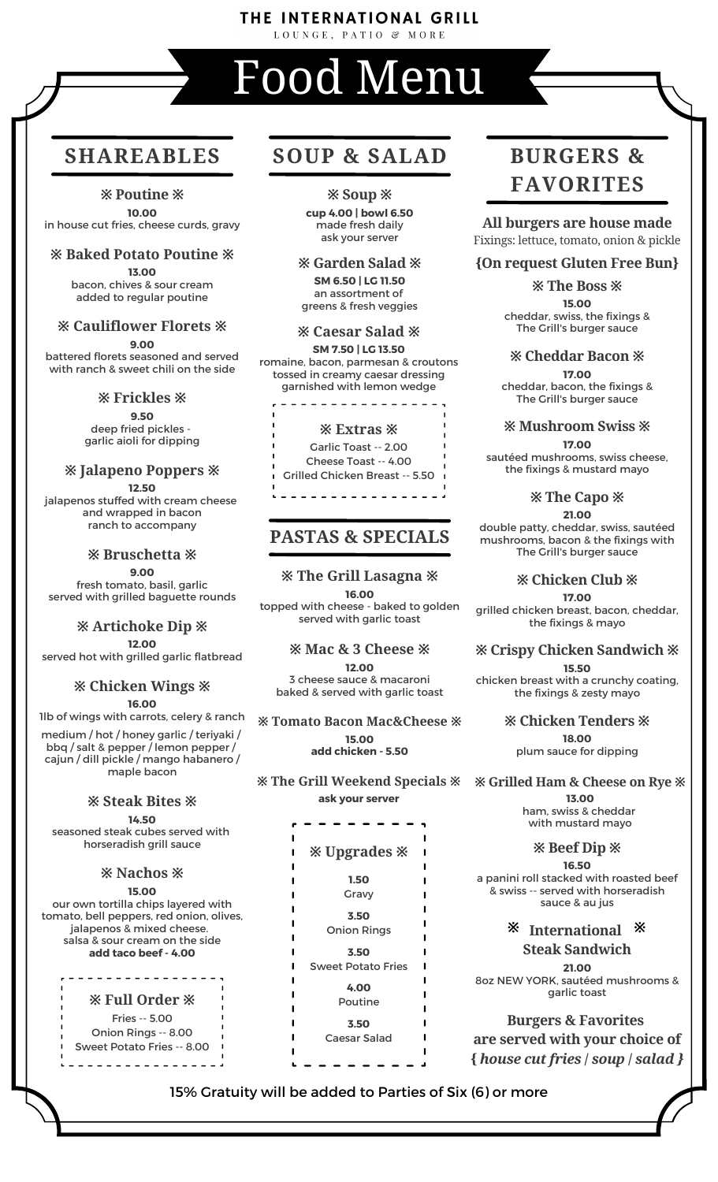# THE INTERNATIONAL GRILL

LOUNGE, PATIO & MORE

# Food Menu

## SHAREABLES

### ※ Poutine ※
**10.00**
in house cut fries, cheese curds, gravy

### ※ Baked Potato Poutine ※
**13.00**
bacon, chives & sour cream added to regular poutine

### ※ Cauliflower Florets ※
**9.00**
battered florets seasoned and served with ranch & sweet chili on the side

### ※ Frickles ※
**9.50**
deep fried pickles - garlic aioli for dipping

### ※ Jalapeno Poppers ※
**12.50**
jalapenos stuffed with cream cheese and wrapped in bacon ranch to accompany

### ※ Bruschetta ※
**9.00**
fresh tomato, basil, garlic served with grilled baguette rounds

### ※ Artichoke Dip ※
**12.00**
served hot with grilled garlic flatbread

### ※ Chicken Wings ※
**16.00**
1lb of wings with carrots, celery & ranch

medium / hot / honey garlic / teriyaki / bbq / salt & pepper / lemon pepper / cajun / dill pickle / mango habanero / maple bacon

### ※ Steak Bites ※
**14.50**
seasoned steak cubes served with horseradish grill sauce

### ※ Nachos ※
**15.00**
our own tortilla chips layered with tomato, bell peppers, red onion, olives, jalapenos & mixed cheese.
salsa & sour cream on the side
**add taco beef - 4.00**

### ※ Full Order ※
Fries -- 5.00
Onion Rings -- 8.00
Sweet Potato Fries -- 8.00

## SOUP & SALAD

### ※ Soup ※
**cup 4.00 | bowl 6.50**
made fresh daily
ask your server

### ※ Garden Salad ※
**SM 6.50 | LG 11.50**
an assortment of greens & fresh veggies

### ※ Caesar Salad ※
**SM 7.50 | LG 13.50**
romaine, bacon, parmesan & croutons tossed in creamy caesar dressing garnished with lemon wedge

### ※ Extras ※
Garlic Toast -- 2.00
Cheese Toast -- 4.00
Grilled Chicken Breast -- 5.50

## PASTAS & SPECIALS

### ※ The Grill Lasagna ※
**16.00**
topped with cheese - baked to golden served with garlic toast

### ※ Mac & 3 Cheese ※
**12.00**
3 cheese sauce & macaroni baked & served with garlic toast

### ※ Tomato Bacon Mac&Cheese ※
**15.00**
**add chicken - 5.50**

### ※ The Grill Weekend Specials ※
**ask your server**

### ※ Upgrades ※
**1.50** Gravy
**3.50** Onion Rings
**3.50** Sweet Potato Fries
**4.00** Poutine
**3.50** Caesar Salad

## BURGERS & FAVORITES

**All burgers are house made**
Fixings: lettuce, tomato, onion & pickle

**{On request Gluten Free Bun}**

### ※ The Boss ※
**15.00**
cheddar, swiss, the fixings & The Grill's burger sauce

### ※ Cheddar Bacon ※
**17.00**
cheddar, bacon, the fixings & The Grill's burger sauce

### ※ Mushroom Swiss ※
**17.00**
sautéed mushrooms, swiss cheese, the fixings & mustard mayo

### ※ The Capo ※
**21.00**
double patty, cheddar, swiss, sautéed mushrooms, bacon & the fixings with The Grill's burger sauce

### ※ Chicken Club ※
**17.00**
grilled chicken breast, bacon, cheddar, the fixings & mayo

### ※ Crispy Chicken Sandwich ※
**15.50**
chicken breast with a crunchy coating, the fixings & zesty mayo

### ※ Chicken Tenders ※
**18.00**
plum sauce for dipping

### ※ Grilled Ham & Cheese on Rye ※
**13.00**
ham, swiss & cheddar with mustard mayo

### ※ Beef Dip ※
**16.50**
a panini roll stacked with roasted beef & swiss -- served with horseradish sauce & au jus

### ※ International ※ Steak Sandwich
**21.00**
8oz NEW YORK, sautéed mushrooms & garlic toast

**Burgers & Favorites are served with your choice of { *house cut fries* / *soup* / *salad* }**

15% Gratuity will be added to Parties of Six (6) or more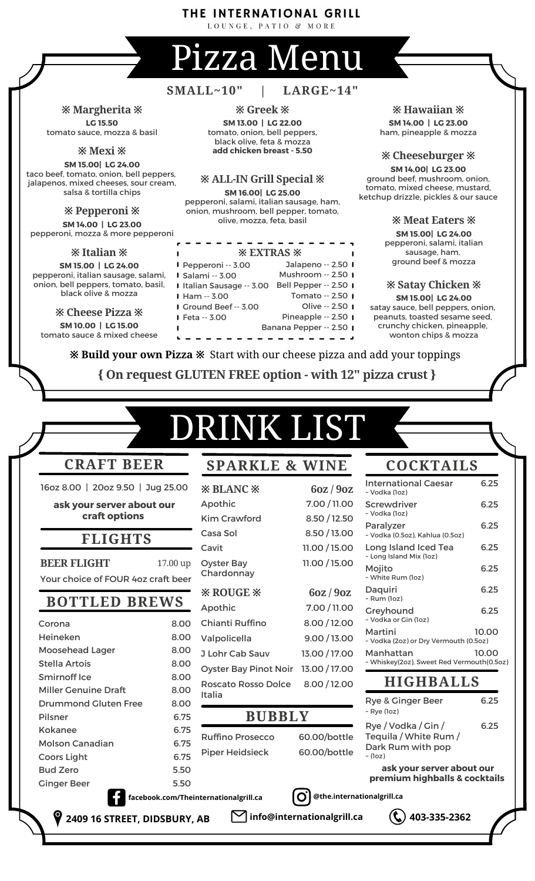THE INTERNATIONAL GRILL

LOUNGE, PATIO & MORE

# Pizza Menu

**SMALL~10" | LARGE~14"**

### ※ Margherita ※
**LG 15.50**
tomato sauce, mozza & basil

### ※ Mexi ※
**SM 15.00| LG 24.00**
taco beef, tomato, onion, bell peppers, jalapenos, mixed cheeses, sour cream, salsa & tortilla chips

### ※ Pepperoni ※
**SM 14.00 | LG 23.00**
pepperoni, mozza & more pepperoni

### ※ Italian ※
**SM 15.00 | LG 24.00**
pepperoni, italian sausage, salami, onion, bell peppers, tomato, basil, black olive & mozza

### ※ Cheese Pizza ※
**SM 10.00 | LG 15.00**
tomato sauce & mixed cheese

### ※ Greek ※
**SM 13.00 | LG 22.00**
tomato, onion, bell peppers, black olive, feta & mozza
**add chicken breast - 5.50**

### ※ ALL-IN Grill Special ※
**SM 16.00| LG 25.00**
pepperoni, salami, italian sausage, ham, onion, mushroom, bell pepper, tomato, olive, mozza, feta, basil

### ※ EXTRAS ※

| | |
|---|---|
| Pepperoni -- 3.00 | Jalapeno -- 2.50 |
| Salami -- 3.00 | Mushroom -- 2.50 |
| Italian Sausage -- 3.00 | Bell Pepper -- 2.50 |
| Ham -- 3.00 | Tomato -- 2.50 |
| Ground Beef -- 3.00 | Olive -- 2.50 |
| Feta -- 3.00 | Pineapple -- 2.50 |
| | Banana Pepper -- 2.50 |

### ※ Hawaiian ※
**SM 14.00 | LG 23.00**
ham, pineapple & mozza

### ※ Cheeseburger ※
**SM 14.00| LG 23.00**
ground beef, mushroom, onion, tomato, mixed cheese, mustard, ketchup drizzle, pickles & our sauce

### ※ Meat Eaters ※
**SM 15.00| LG 24.00**
pepperoni, salami, italian sausage, ham, ground beef & mozza

### ※ Satay Chicken ※
**SM 15.00| LG 24.00**
satay sauce, bell peppers, onion, peanuts, toasted sesame seed, crunchy chicken, pineapple, wonton chips & mozza

**※ Build your own Pizza ※** Start with our cheese pizza and add your toppings

**{ On request GLUTEN FREE option - with 12" pizza crust }**

# DRINK LIST

## CRAFT BEER

16oz 8.00 | 20oz 9.50 | Jug 25.00

**ask your server about our craft options**

## FLIGHTS

**BEER FLIGHT** 17.00 up

Your choice of FOUR 4oz craft beer

## BOTTLED BREWS

| | |
|---|---|
| Corona | 8.00 |
| Heineken | 8.00 |
| Moosehead Lager | 8.00 |
| Stella Artois | 8.00 |
| Smirnoff Ice | 8.00 |
| Miller Genuine Draft | 8.00 |
| Drummond Gluten Free | 8.00 |
| Pilsner | 6.75 |
| Kokanee | 6.75 |
| Molson Canadian | 6.75 |
| Coors Light | 6.75 |
| Bud Zero | 5.50 |
| Ginger Beer | 5.50 |

## SPARKLE & WINE

| ※ BLANC ※ | 6oz / 9oz |
|---|---|
| Apothic | 7.00 / 11.00 |
| Kim Crawford | 8.50 / 12.50 |
| Casa Sol | 8.50 / 13.00 |
| Cavit | 11.00 / 15.00 |
| Oyster Bay Chardonnay | 11.00 / 15.00 |

| ※ ROUGE ※ | 6oz / 9oz |
|---|---|
| Apothic | 7.00 / 11.00 |
| Chianti Ruffino | 8.00 / 12.00 |
| Valpolicella | 9.00 / 13.00 |
| J Lohr Cab Sauv | 13.00 / 17.00 |
| Oyster Bay Pinot Noir | 13.00 / 17.00 |
| Roscato Rosso Dolce Italia | 8.00 / 12.00 |

## BUBBLY

| | |
|---|---|
| Ruffino Prosecco | 60.00/bottle |
| Piper Heidsieck | 60.00/bottle |

## COCKTAILS

| | |
|---|---|
| International Caesar – Vodka (1oz) | 6.25 |
| Screwdriver – Vodka (1oz) | 6.25 |
| Paralyzer – Vodka (0.5oz), Kahlua (0.5oz) | 6.25 |
| Long Island Iced Tea – Long Island Mix (1oz) | 6.25 |
| Mojito – White Rum (1oz) | 6.25 |
| Daquiri – Rum (1oz) | 6.25 |
| Greyhound – Vodka or Gin (1oz) | 6.25 |
| Martini – Vodka (2oz) or Dry Vermouth (0.5oz) | 10.00 |
| Manhattan – Whiskey(2oz), Sweet Red Vermouth(0.5oz) | 10.00 |

## HIGHBALLS

| | |
|---|---|
| Rye & Ginger Beer – Rye (1oz) | 6.25 |
| Rye / Vodka / Gin / Tequila / White Rum / Dark Rum with pop – (1oz) | 6.25 |

**ask your server about our premium highballs & cocktails**

facebook.com/Theinternationalgrill.ca | @the.internationalgrill.ca

2409 16 STREET, DIDSBURY, AB | info@internationalgrill.ca | 403-335-2362